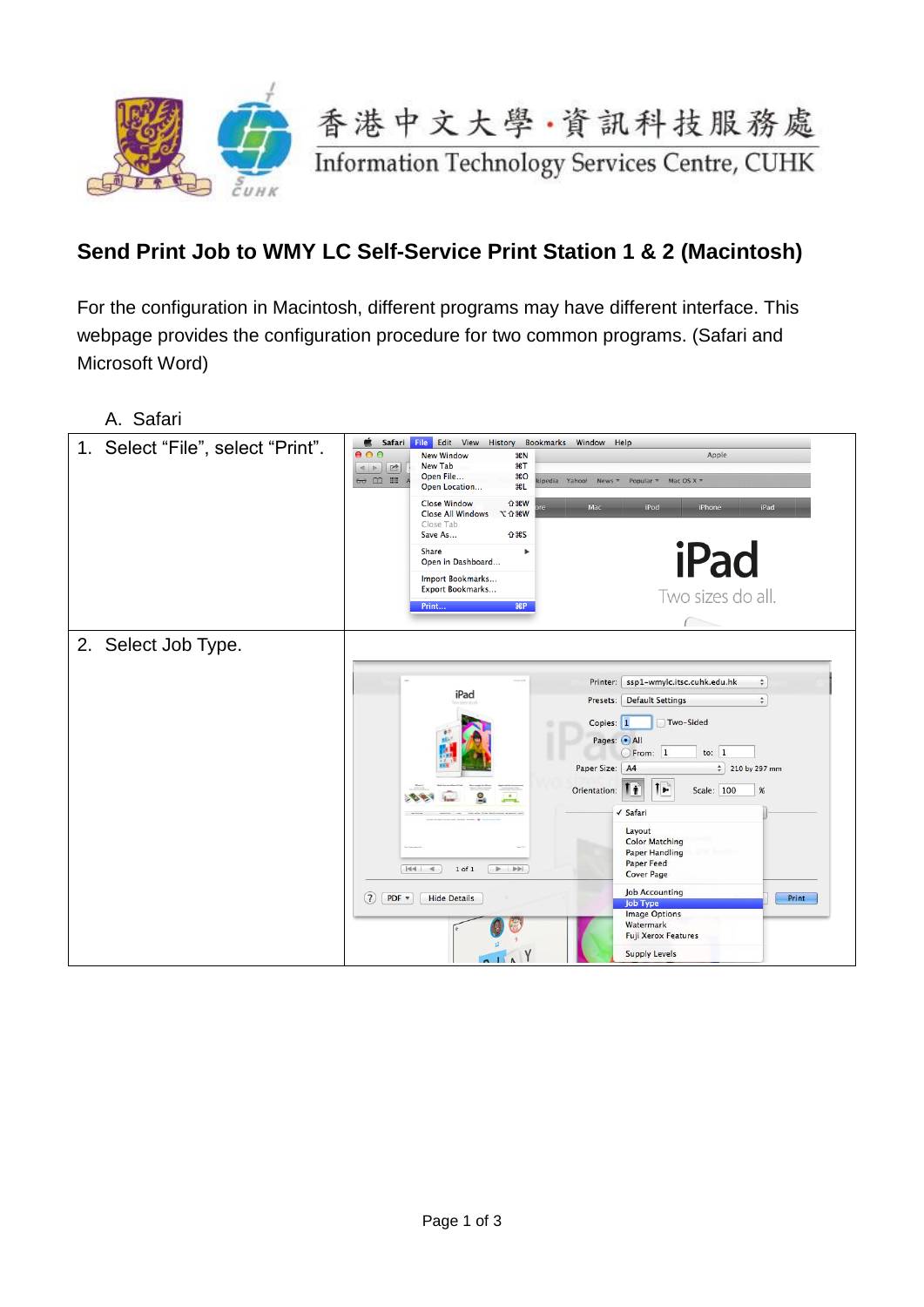香港中文大學·資訊科技服務處
Information Technology Services Centre, CUHK

# Send Print Job to WMY LC Self-Service Print Station 1 & 2 (Macintosh)

For the configuration in Macintosh, different programs may have different interface. This webpage provides the configuration procedure for two common programs. (Safari and Microsoft Word)

A. Safari

| | |
|---|---|
| 1. Select “File”, select “Print”. | |
| 2. Select Job Type. | |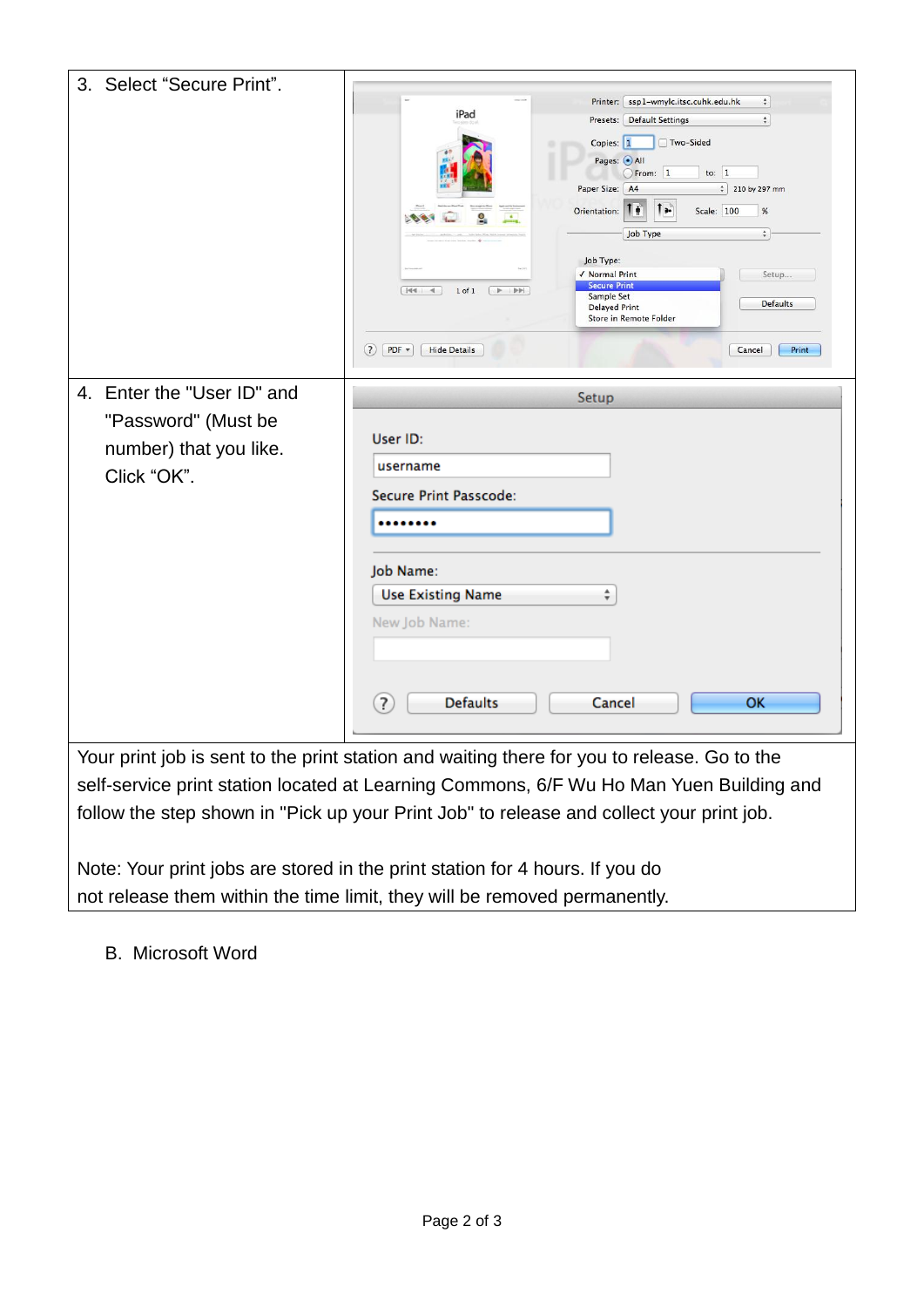| | |
|---|---|
| 3. Select "Secure Print". | |
| 4. Enter the "User ID" and "Password" (Must be number) that you like. Click "OK". | |
| Your print job is sent to the print station and waiting there for you to release. Go to the self-service print station located at Learning Commons, 6/F Wu Ho Man Yuen Building and follow the step shown in "Pick up your Print Job" to release and collect your print job.<br><br>Note: Your print jobs are stored in the print station for 4 hours. If you do not release them within the time limit, they will be removed permanently. | |

B. Microsoft Word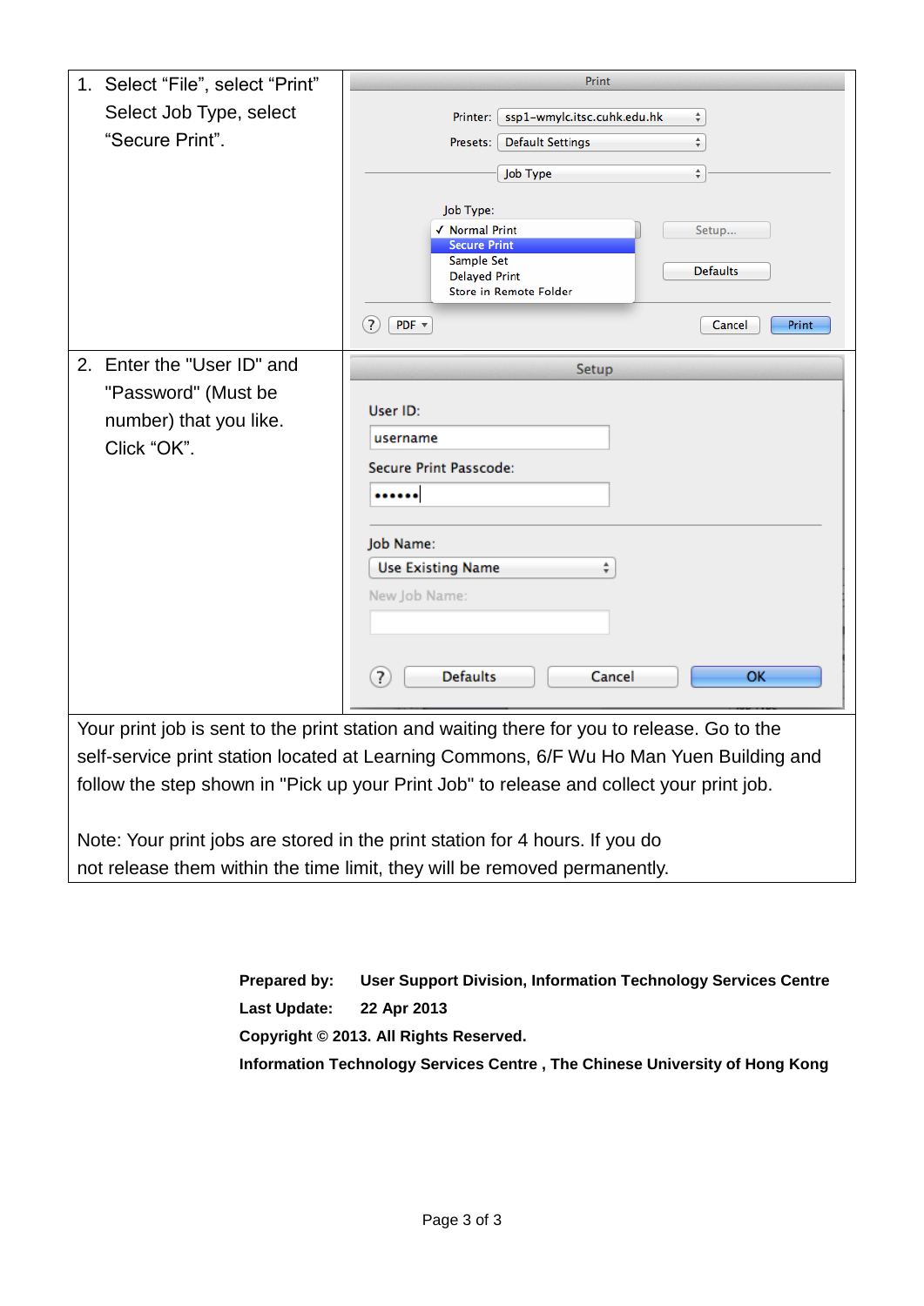| | |
|---|---|
| 1. Select "File", select "Print"<br>Select Job Type, select "Secure Print". | Print<br>Printer: ssp1-wmylc.itsc.cuhk.edu.hk<br>Presets: Default Settings<br>Job Type<br>Job Type:<br>✓ Normal Print<br>Secure Print<br>Sample Set<br>Delayed Print<br>Store in Remote Folder<br>Setup...<br>Defaults<br>PDF<br>Cancel<br>Print |
| 2. Enter the "User ID" and "Password" (Must be number) that you like.<br>Click "OK". | Setup<br>User ID:<br>username<br>Secure Print Passcode:<br>Job Name:<br>Use Existing Name<br>New Job Name:<br>Defaults<br>Cancel<br>OK |

Your print job is sent to the print station and waiting there for you to release. Go to the self-service print station located at Learning Commons, 6/F Wu Ho Man Yuen Building and follow the step shown in "Pick up your Print Job" to release and collect your print job.

Note: Your print jobs are stored in the print station for 4 hours. If you do not release them within the time limit, they will be removed permanently.

**Prepared by:** **User Support Division, Information Technology Services Centre**

**Last Update:** **22 Apr 2013**

**Copyright © 2013. All Rights Reserved.**

**Information Technology Services Centre , The Chinese University of Hong Kong**